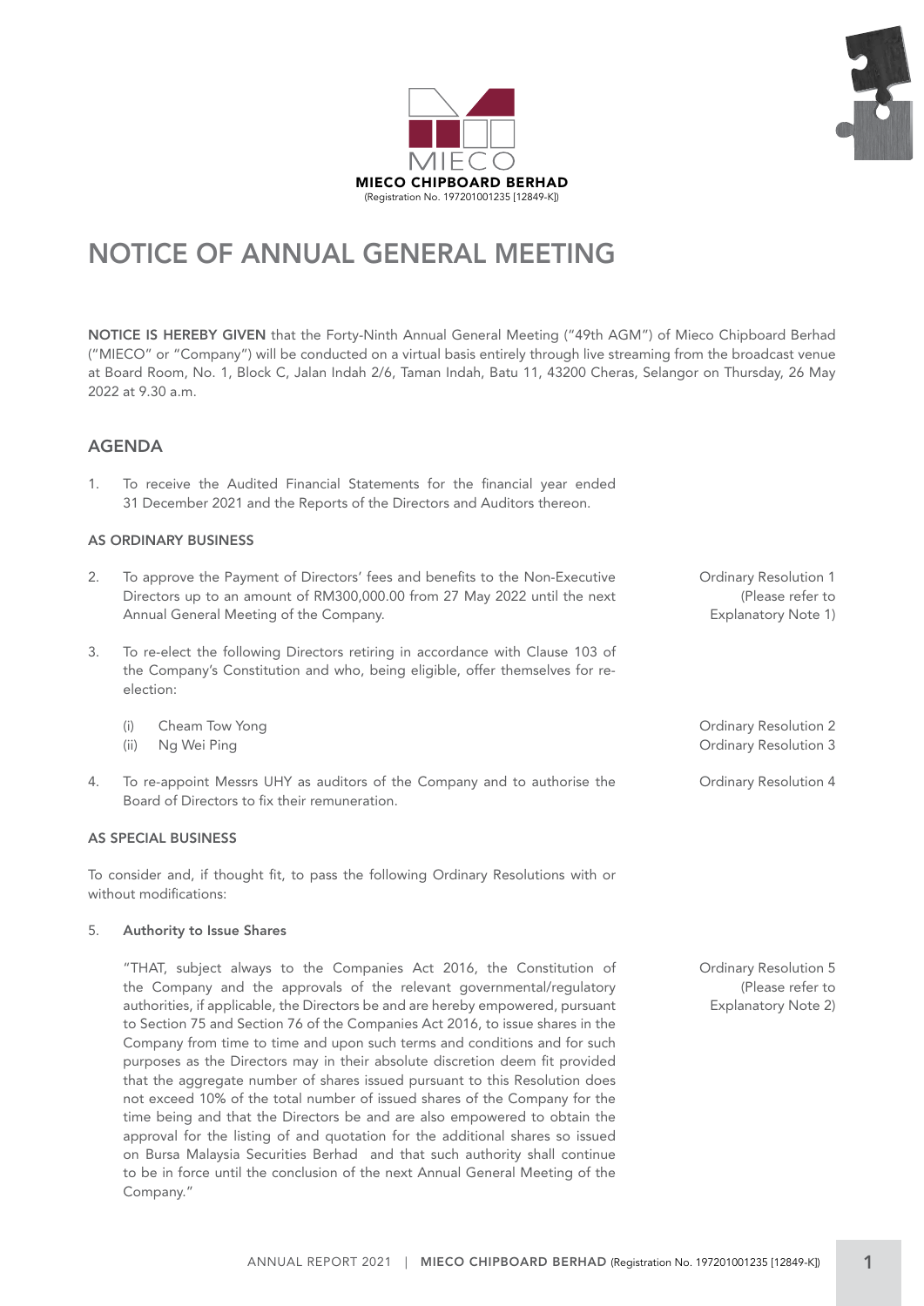MIECO

**MIECO CHIPBOARD BERHAD**
(Registration No. 197201001235 [12849-K])

# NOTICE OF ANNUAL GENERAL MEETING

**NOTICE IS HEREBY GIVEN** that the Forty-Ninth Annual General Meeting ("49th AGM") of Mieco Chipboard Berhad ("MIECO" or "Company") will be conducted on a virtual basis entirely through live streaming from the broadcast venue at Board Room, No. 1, Block C, Jalan Indah 2/6, Taman Indah, Batu 11, 43200 Cheras, Selangor on Thursday, 26 May 2022 at 9.30 a.m.

## AGENDA

1. To receive the Audited Financial Statements for the financial year ended 31 December 2021 and the Reports of the Directors and Auditors thereon.

### AS ORDINARY BUSINESS

2. To approve the Payment of Directors' fees and benefits to the Non-Executive Directors up to an amount of RM300,000.00 from 27 May 2022 until the next Annual General Meeting of the Company. — Ordinary Resolution 1 (Please refer to Explanatory Note 1)

3. To re-elect the following Directors retiring in accordance with Clause 103 of the Company's Constitution and who, being eligible, offer themselves for re-election:

   (i) Cheam Tow Yong — Ordinary Resolution 2
   (ii) Ng Wei Ping — Ordinary Resolution 3

4. To re-appoint Messrs UHY as auditors of the Company and to authorise the Board of Directors to fix their remuneration. — Ordinary Resolution 4

### AS SPECIAL BUSINESS

To consider and, if thought fit, to pass the following Ordinary Resolutions with or without modifications:

5. **Authority to Issue Shares** — Ordinary Resolution 5 (Please refer to Explanatory Note 2)

   "THAT, subject always to the Companies Act 2016, the Constitution of the Company and the approvals of the relevant governmental/regulatory authorities, if applicable, the Directors be and are hereby empowered, pursuant to Section 75 and Section 76 of the Companies Act 2016, to issue shares in the Company from time to time and upon such terms and conditions and for such purposes as the Directors may in their absolute discretion deem fit provided that the aggregate number of shares issued pursuant to this Resolution does not exceed 10% of the total number of issued shares of the Company for the time being and that the Directors be and are also empowered to obtain the approval for the listing of and quotation for the additional shares so issued on Bursa Malaysia Securities Berhad and that such authority shall continue to be in force until the conclusion of the next Annual General Meeting of the Company."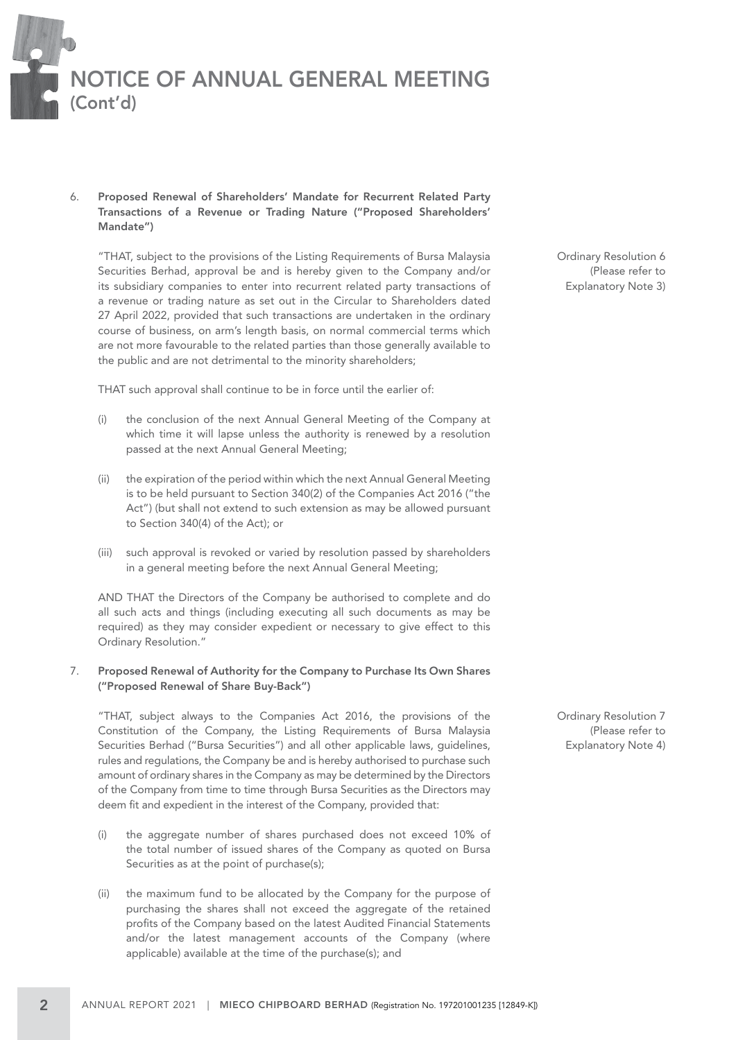# NOTICE OF ANNUAL GENERAL MEETING (Cont'd)

6. **Proposed Renewal of Shareholders' Mandate for Recurrent Related Party Transactions of a Revenue or Trading Nature ("Proposed Shareholders' Mandate")**

   Ordinary Resolution 6 (Please refer to Explanatory Note 3)

   "THAT, subject to the provisions of the Listing Requirements of Bursa Malaysia Securities Berhad, approval be and is hereby given to the Company and/or its subsidiary companies to enter into recurrent related party transactions of a revenue or trading nature as set out in the Circular to Shareholders dated 27 April 2022, provided that such transactions are undertaken in the ordinary course of business, on arm's length basis, on normal commercial terms which are not more favourable to the related parties than those generally available to the public and are not detrimental to the minority shareholders;

   THAT such approval shall continue to be in force until the earlier of:

   (i) the conclusion of the next Annual General Meeting of the Company at which time it will lapse unless the authority is renewed by a resolution passed at the next Annual General Meeting;

   (ii) the expiration of the period within which the next Annual General Meeting is to be held pursuant to Section 340(2) of the Companies Act 2016 ("the Act") (but shall not extend to such extension as may be allowed pursuant to Section 340(4) of the Act); or

   (iii) such approval is revoked or varied by resolution passed by shareholders in a general meeting before the next Annual General Meeting;

   AND THAT the Directors of the Company be authorised to complete and do all such acts and things (including executing all such documents as may be required) as they may consider expedient or necessary to give effect to this Ordinary Resolution."

7. **Proposed Renewal of Authority for the Company to Purchase Its Own Shares ("Proposed Renewal of Share Buy-Back")**

   Ordinary Resolution 7 (Please refer to Explanatory Note 4)

   "THAT, subject always to the Companies Act 2016, the provisions of the Constitution of the Company, the Listing Requirements of Bursa Malaysia Securities Berhad ("Bursa Securities") and all other applicable laws, guidelines, rules and regulations, the Company be and is hereby authorised to purchase such amount of ordinary shares in the Company as may be determined by the Directors of the Company from time to time through Bursa Securities as the Directors may deem fit and expedient in the interest of the Company, provided that:

   (i) the aggregate number of shares purchased does not exceed 10% of the total number of issued shares of the Company as quoted on Bursa Securities as at the point of purchase(s);

   (ii) the maximum fund to be allocated by the Company for the purpose of purchasing the shares shall not exceed the aggregate of the retained profits of the Company based on the latest Audited Financial Statements and/or the latest management accounts of the Company (where applicable) available at the time of the purchase(s); and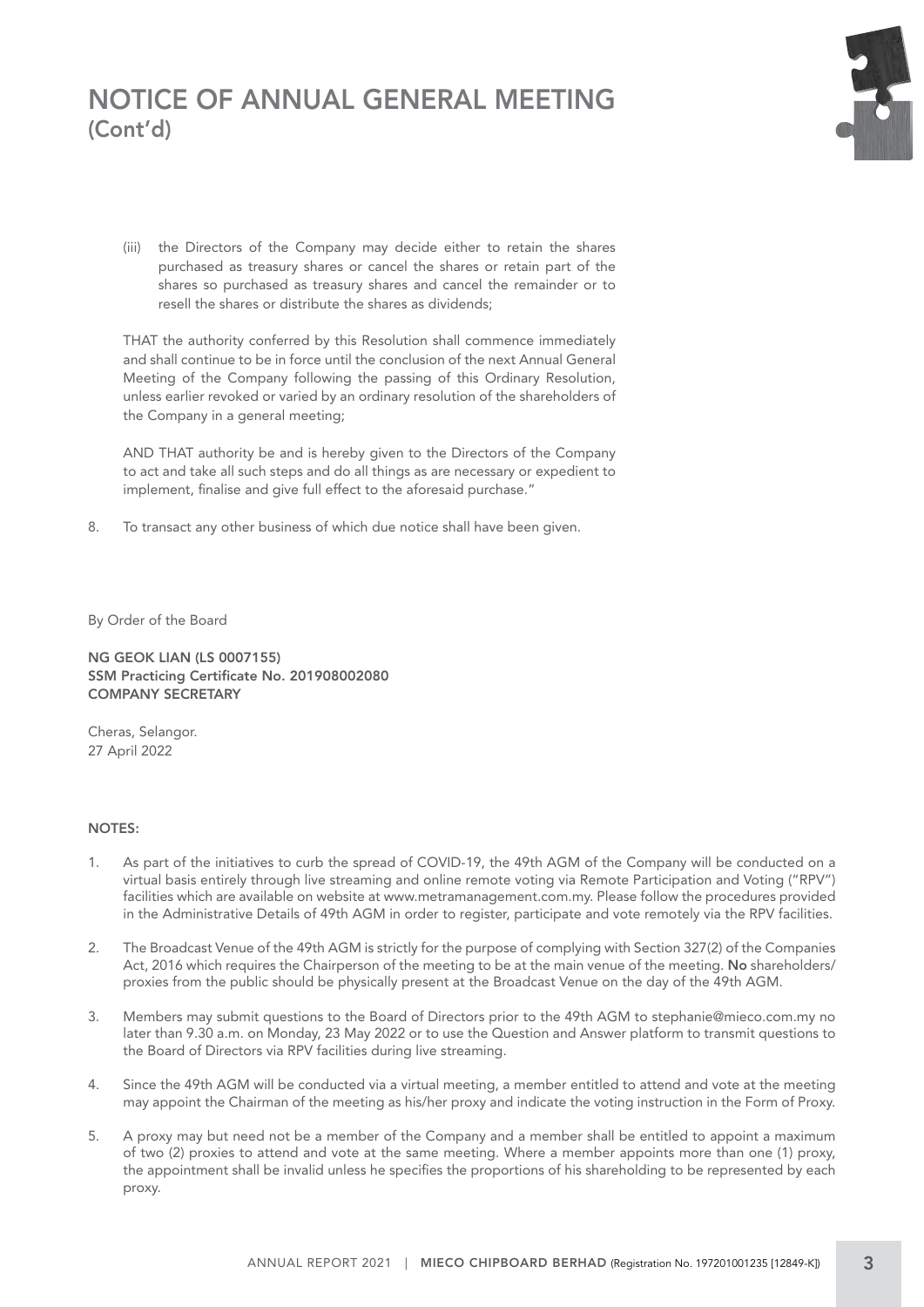# NOTICE OF ANNUAL GENERAL MEETING (Cont'd)

(iii) the Directors of the Company may decide either to retain the shares purchased as treasury shares or cancel the shares or retain part of the shares so purchased as treasury shares and cancel the remainder or to resell the shares or distribute the shares as dividends;

THAT the authority conferred by this Resolution shall commence immediately and shall continue to be in force until the conclusion of the next Annual General Meeting of the Company following the passing of this Ordinary Resolution, unless earlier revoked or varied by an ordinary resolution of the shareholders of the Company in a general meeting;

AND THAT authority be and is hereby given to the Directors of the Company to act and take all such steps and do all things as are necessary or expedient to implement, finalise and give full effect to the aforesaid purchase."

8. To transact any other business of which due notice shall have been given.

By Order of the Board

**NG GEOK LIAN (LS 0007155)**
**SSM Practicing Certificate No. 201908002080**
**COMPANY SECRETARY**

Cheras, Selangor.
27 April 2022

**NOTES:**

1. As part of the initiatives to curb the spread of COVID-19, the 49th AGM of the Company will be conducted on a virtual basis entirely through live streaming and online remote voting via Remote Participation and Voting ("RPV") facilities which are available on website at www.metramanagement.com.my. Please follow the procedures provided in the Administrative Details of 49th AGM in order to register, participate and vote remotely via the RPV facilities.

2. The Broadcast Venue of the 49th AGM is strictly for the purpose of complying with Section 327(2) of the Companies Act, 2016 which requires the Chairperson of the meeting to be at the main venue of the meeting. **No** shareholders/proxies from the public should be physically present at the Broadcast Venue on the day of the 49th AGM.

3. Members may submit questions to the Board of Directors prior to the 49th AGM to stephanie@mieco.com.my no later than 9.30 a.m. on Monday, 23 May 2022 or to use the Question and Answer platform to transmit questions to the Board of Directors via RPV facilities during live streaming.

4. Since the 49th AGM will be conducted via a virtual meeting, a member entitled to attend and vote at the meeting may appoint the Chairman of the meeting as his/her proxy and indicate the voting instruction in the Form of Proxy.

5. A proxy may but need not be a member of the Company and a member shall be entitled to appoint a maximum of two (2) proxies to attend and vote at the same meeting. Where a member appoints more than one (1) proxy, the appointment shall be invalid unless he specifies the proportions of his shareholding to be represented by each proxy.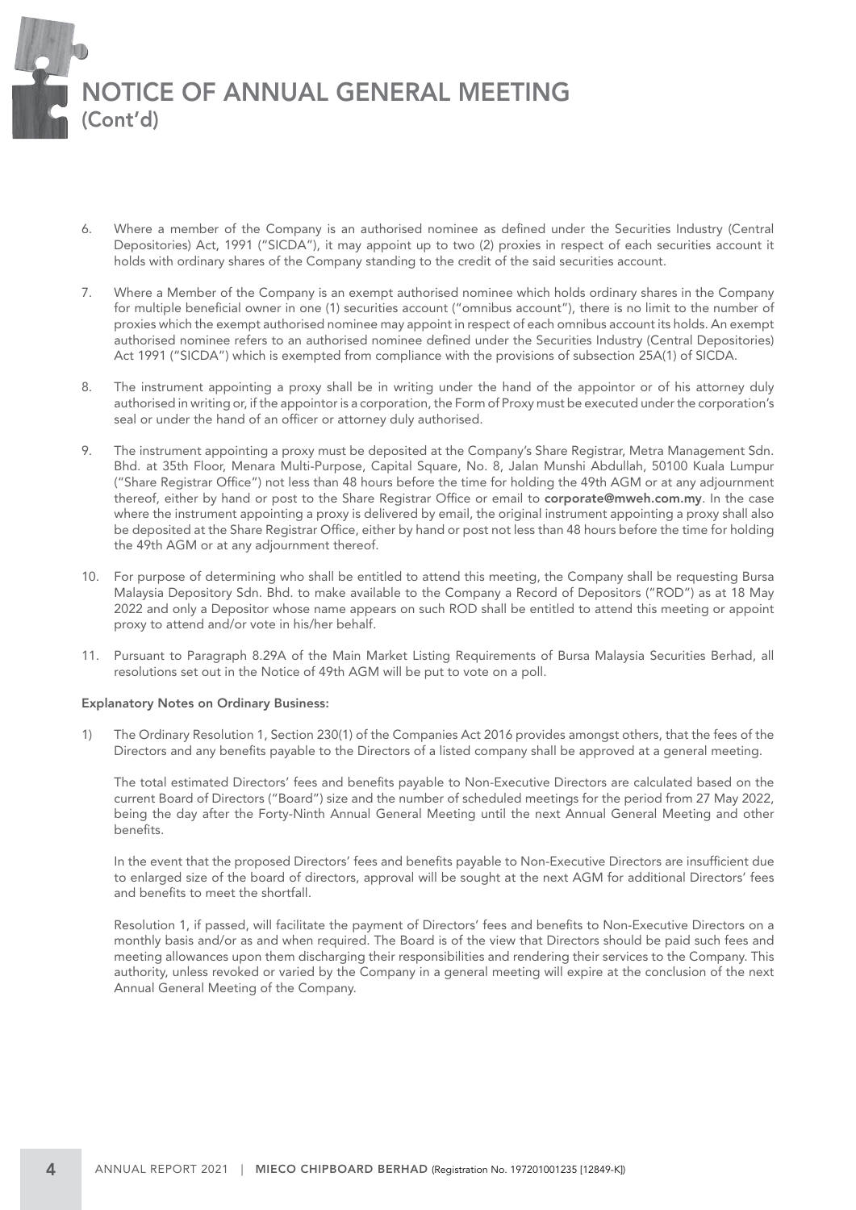# NOTICE OF ANNUAL GENERAL MEETING (Cont'd)

6. Where a member of the Company is an authorised nominee as defined under the Securities Industry (Central Depositories) Act, 1991 ("SICDA"), it may appoint up to two (2) proxies in respect of each securities account it holds with ordinary shares of the Company standing to the credit of the said securities account.

7. Where a Member of the Company is an exempt authorised nominee which holds ordinary shares in the Company for multiple beneficial owner in one (1) securities account ("omnibus account"), there is no limit to the number of proxies which the exempt authorised nominee may appoint in respect of each omnibus account its holds. An exempt authorised nominee refers to an authorised nominee defined under the Securities Industry (Central Depositories) Act 1991 ("SICDA") which is exempted from compliance with the provisions of subsection 25A(1) of SICDA.

8. The instrument appointing a proxy shall be in writing under the hand of the appointor or of his attorney duly authorised in writing or, if the appointor is a corporation, the Form of Proxy must be executed under the corporation's seal or under the hand of an officer or attorney duly authorised.

9. The instrument appointing a proxy must be deposited at the Company's Share Registrar, Metra Management Sdn. Bhd. at 35th Floor, Menara Multi-Purpose, Capital Square, No. 8, Jalan Munshi Abdullah, 50100 Kuala Lumpur ("Share Registrar Office") not less than 48 hours before the time for holding the 49th AGM or at any adjournment thereof, either by hand or post to the Share Registrar Office or email to **corporate@mweh.com.my**. In the case where the instrument appointing a proxy is delivered by email, the original instrument appointing a proxy shall also be deposited at the Share Registrar Office, either by hand or post not less than 48 hours before the time for holding the 49th AGM or at any adjournment thereof.

10. For purpose of determining who shall be entitled to attend this meeting, the Company shall be requesting Bursa Malaysia Depository Sdn. Bhd. to make available to the Company a Record of Depositors ("ROD") as at 18 May 2022 and only a Depositor whose name appears on such ROD shall be entitled to attend this meeting or appoint proxy to attend and/or vote in his/her behalf.

11. Pursuant to Paragraph 8.29A of the Main Market Listing Requirements of Bursa Malaysia Securities Berhad, all resolutions set out in the Notice of 49th AGM will be put to vote on a poll.

**Explanatory Notes on Ordinary Business:**

1) The Ordinary Resolution 1, Section 230(1) of the Companies Act 2016 provides amongst others, that the fees of the Directors and any benefits payable to the Directors of a listed company shall be approved at a general meeting.

   The total estimated Directors' fees and benefits payable to Non-Executive Directors are calculated based on the current Board of Directors ("Board") size and the number of scheduled meetings for the period from 27 May 2022, being the day after the Forty-Ninth Annual General Meeting until the next Annual General Meeting and other benefits.

   In the event that the proposed Directors' fees and benefits payable to Non-Executive Directors are insufficient due to enlarged size of the board of directors, approval will be sought at the next AGM for additional Directors' fees and benefits to meet the shortfall.

   Resolution 1, if passed, will facilitate the payment of Directors' fees and benefits to Non-Executive Directors on a monthly basis and/or as and when required. The Board is of the view that Directors should be paid such fees and meeting allowances upon them discharging their responsibilities and rendering their services to the Company. This authority, unless revoked or varied by the Company in a general meeting will expire at the conclusion of the next Annual General Meeting of the Company.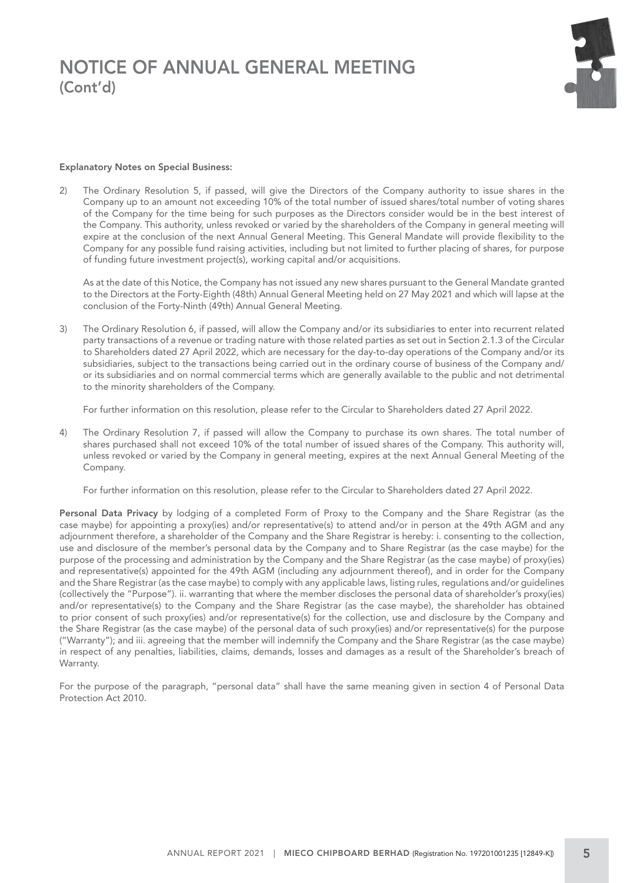# NOTICE OF ANNUAL GENERAL MEETING (Cont'd)

**Explanatory Notes on Special Business:**

2) The Ordinary Resolution 5, if passed, will give the Directors of the Company authority to issue shares in the Company up to an amount not exceeding 10% of the total number of issued shares/total number of voting shares of the Company for the time being for such purposes as the Directors consider would be in the best interest of the Company. This authority, unless revoked or varied by the shareholders of the Company in general meeting will expire at the conclusion of the next Annual General Meeting. This General Mandate will provide flexibility to the Company for any possible fund raising activities, including but not limited to further placing of shares, for purpose of funding future investment project(s), working capital and/or acquisitions.

   As at the date of this Notice, the Company has not issued any new shares pursuant to the General Mandate granted to the Directors at the Forty-Eighth (48th) Annual General Meeting held on 27 May 2021 and which will lapse at the conclusion of the Forty-Ninth (49th) Annual General Meeting.

3) The Ordinary Resolution 6, if passed, will allow the Company and/or its subsidiaries to enter into recurrent related party transactions of a revenue or trading nature with those related parties as set out in Section 2.1.3 of the Circular to Shareholders dated 27 April 2022, which are necessary for the day-to-day operations of the Company and/or its subsidiaries, subject to the transactions being carried out in the ordinary course of business of the Company and/or its subsidiaries and on normal commercial terms which are generally available to the public and not detrimental to the minority shareholders of the Company.

   For further information on this resolution, please refer to the Circular to Shareholders dated 27 April 2022.

4) The Ordinary Resolution 7, if passed will allow the Company to purchase its own shares. The total number of shares purchased shall not exceed 10% of the total number of issued shares of the Company. This authority will, unless revoked or varied by the Company in general meeting, expires at the next Annual General Meeting of the Company.

   For further information on this resolution, please refer to the Circular to Shareholders dated 27 April 2022.

**Personal Data Privacy** by lodging of a completed Form of Proxy to the Company and the Share Registrar (as the case maybe) for appointing a proxy(ies) and/or representative(s) to attend and/or in person at the 49th AGM and any adjournment therefore, a shareholder of the Company and the Share Registrar is hereby: i. consenting to the collection, use and disclosure of the member's personal data by the Company and to Share Registrar (as the case maybe) for the purpose of the processing and administration by the Company and the Share Registrar (as the case maybe) of proxy(ies) and representative(s) appointed for the 49th AGM (including any adjournment thereof), and in order for the Company and the Share Registrar (as the case maybe) to comply with any applicable laws, listing rules, regulations and/or guidelines (collectively the "Purpose"). ii. warranting that where the member discloses the personal data of shareholder's proxy(ies) and/or representative(s) to the Company and the Share Registrar (as the case maybe), the shareholder has obtained to prior consent of such proxy(ies) and/or representative(s) for the collection, use and disclosure by the Company and the Share Registrar (as the case maybe) of the personal data of such proxy(ies) and/or representative(s) for the purpose ("Warranty"); and iii. agreeing that the member will indemnify the Company and the Share Registrar (as the case maybe) in respect of any penalties, liabilities, claims, demands, losses and damages as a result of the Shareholder's breach of Warranty.

For the purpose of the paragraph, "personal data" shall have the same meaning given in section 4 of Personal Data Protection Act 2010.